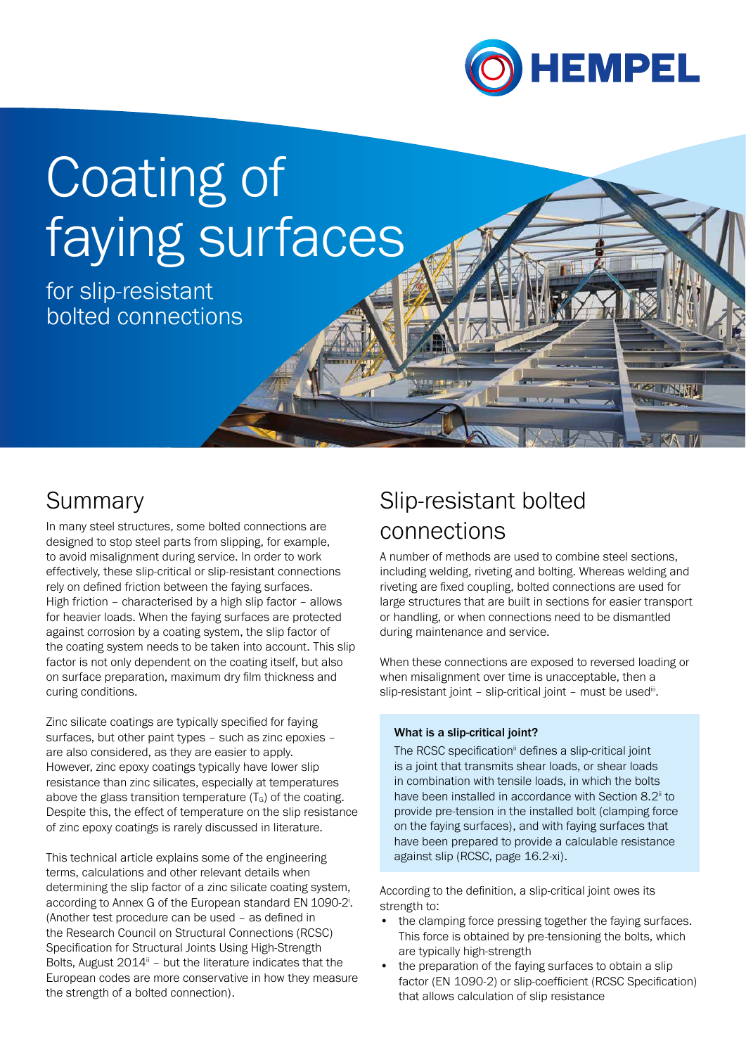# Coating of faying surfaces

for slip-resistant bolted connections

## Summary

In many steel structures, some bolted connections are designed to stop steel parts from slipping, for example, to avoid misalignment during service. In order to work effectively, these slip-critical or slip-resistant connections rely on defined friction between the faying surfaces. High friction – characterised by a high slip factor – allows for heavier loads. When the faying surfaces are protected against corrosion by a coating system, the slip factor of the coating system needs to be taken into account. This slip factor is not only dependent on the coating itself, but also on surface preparation, maximum dry film thickness and curing conditions.

Zinc silicate coatings are typically specified for faying surfaces, but other paint types – such as zinc epoxies – are also considered, as they are easier to apply. However, zinc epoxy coatings typically have lower slip resistance than zinc silicates, especially at temperatures above the glass transition temperature ($T_G$) of the coating. Despite this, the effect of temperature on the slip resistance of zinc epoxy coatings is rarely discussed in literature.

This technical article explains some of the engineering terms, calculations and other relevant details when determining the slip factor of a zinc silicate coating system, according to Annex G of the European standard EN 1090-2[i]. (Another test procedure can be used – as defined in the Research Council on Structural Connections (RCSC) Specification for Structural Joints Using High-Strength Bolts, August 2014[ii] – but the literature indicates that the European codes are more conservative in how they measure the strength of a bolted connection).

## Slip-resistant bolted connections

A number of methods are used to combine steel sections, including welding, riveting and bolting. Whereas welding and riveting are fixed coupling, bolted connections are used for large structures that are built in sections for easier transport or handling, or when connections need to be dismantled during maintenance and service.

When these connections are exposed to reversed loading or when misalignment over time is unacceptable, then a slip-resistant joint – slip-critical joint – must be used[iii].

> **What is a slip-critical joint?**
>
> The RCSC specification[ii] defines a slip-critical joint is a joint that transmits shear loads, or shear loads in combination with tensile loads, in which the bolts have been installed in accordance with Section 8.2[ii] to provide pre-tension in the installed bolt (clamping force on the faying surfaces), and with faying surfaces that have been prepared to provide a calculable resistance against slip (RCSC, page 16.2-xi).

According to the definition, a slip-critical joint owes its strength to:

- the clamping force pressing together the faying surfaces. This force is obtained by pre-tensioning the bolts, which are typically high-strength
- the preparation of the faying surfaces to obtain a slip factor (EN 1090-2) or slip-coefficient (RCSC Specification) that allows calculation of slip resistance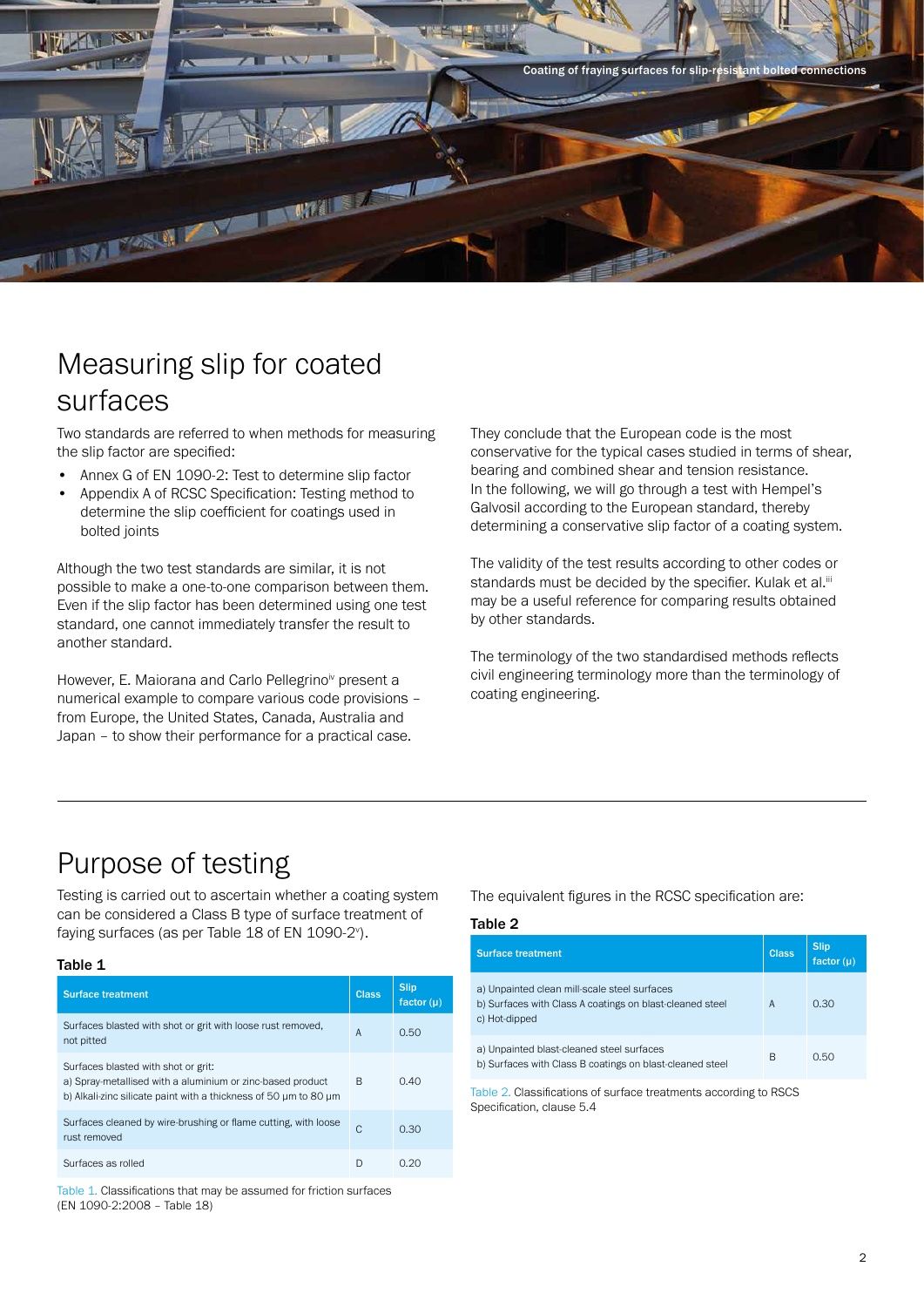# Measuring slip for coated surfaces

Two standards are referred to when methods for measuring the slip factor are specified:

- Annex G of EN 1090-2: Test to determine slip factor
- Appendix A of RCSC Specification: Testing method to determine the slip coefficient for coatings used in bolted joints

Although the two test standards are similar, it is not possible to make a one-to-one comparison between them. Even if the slip factor has been determined using one test standard, one cannot immediately transfer the result to another standard.

However, E. Maiorana and Carlo Pellegrino[iv] present a numerical example to compare various code provisions – from Europe, the United States, Canada, Australia and Japan – to show their performance for a practical case.

They conclude that the European code is the most conservative for the typical cases studied in terms of shear, bearing and combined shear and tension resistance. In the following, we will go through a test with Hempel's Galvosil according to the European standard, thereby determining a conservative slip factor of a coating system.

The validity of the test results according to other codes or standards must be decided by the specifier. Kulak et al.[iii] may be a useful reference for comparing results obtained by other standards.

The terminology of the two standardised methods reflects civil engineering terminology more than the terminology of coating engineering.

# Purpose of testing

Testing is carried out to ascertain whether a coating system can be considered a Class B type of surface treatment of faying surfaces (as per Table 18 of EN 1090-2[v]).

**Table 1**

| Surface treatment | Class | Slip factor (μ) |
|---|---|---|
| Surfaces blasted with shot or grit with loose rust removed, not pitted | A | 0.50 |
| Surfaces blasted with shot or grit:<br>a) Spray-metallised with a aluminium or zinc-based product<br>b) Alkali-zinc silicate paint with a thickness of 50 µm to 80 µm | B | 0.40 |
| Surfaces cleaned by wire-brushing or flame cutting, with loose rust removed | C | 0.30 |
| Surfaces as rolled | D | 0.20 |

Table 1. Classifications that may be assumed for friction surfaces (EN 1090-2:2008 – Table 18)

The equivalent figures in the RCSC specification are:

**Table 2**

| Surface treatment | Class | Slip factor (μ) |
|---|---|---|
| a) Unpainted clean mill-scale steel surfaces<br>b) Surfaces with Class A coatings on blast-cleaned steel<br>c) Hot-dipped | A | 0.30 |
| a) Unpainted blast-cleaned steel surfaces<br>b) Surfaces with Class B coatings on blast-cleaned steel | B | 0.50 |

Table 2. Classifications of surface treatments according to RSCS Specification, clause 5.4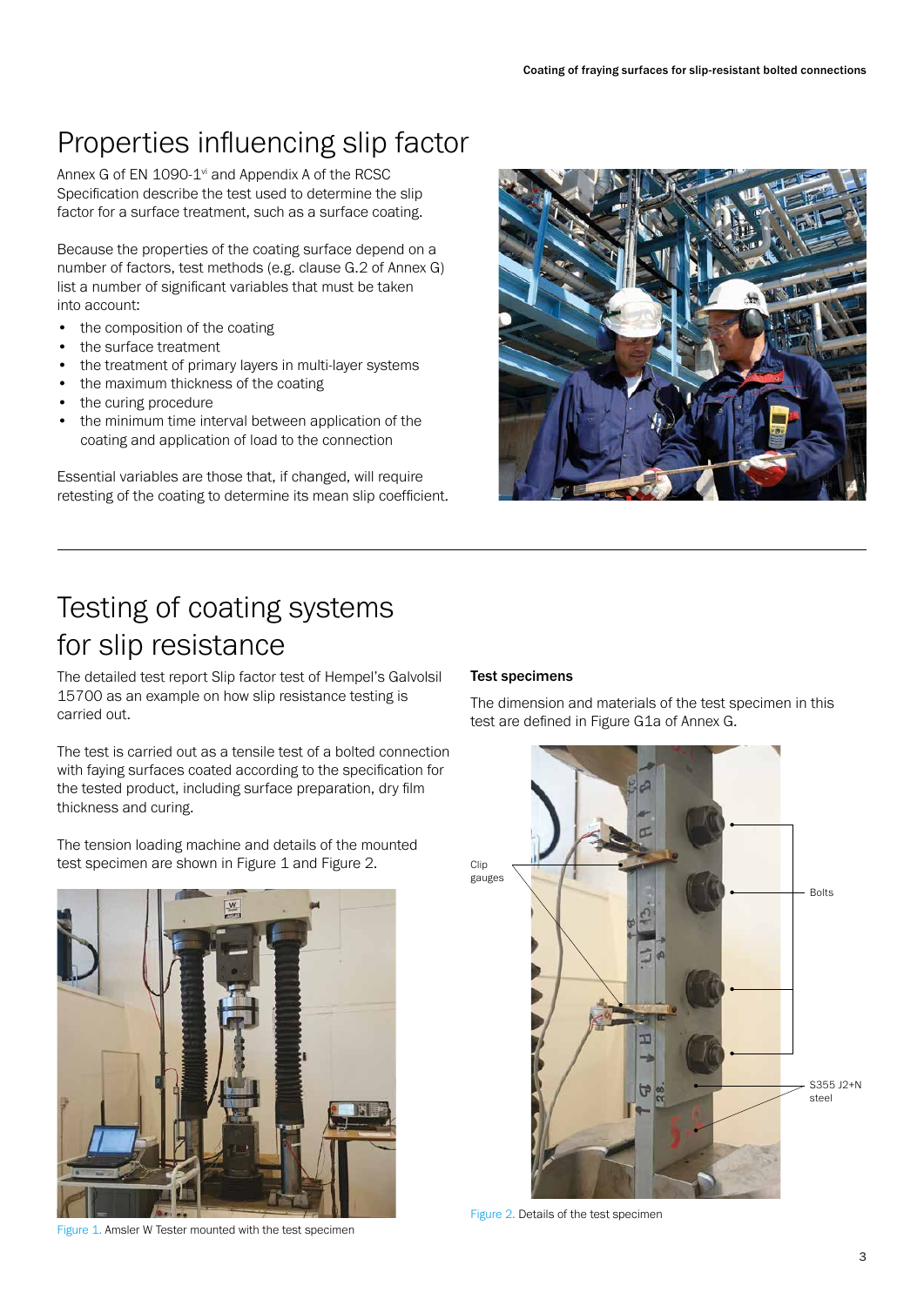# Properties influencing slip factor

Annex G of EN 1090-1[vi] and Appendix A of the RCSC Specification describe the test used to determine the slip factor for a surface treatment, such as a surface coating.

Because the properties of the coating surface depend on a number of factors, test methods (e.g. clause G.2 of Annex G) list a number of significant variables that must be taken into account:

- the composition of the coating
- the surface treatment
- the treatment of primary layers in multi-layer systems
- the maximum thickness of the coating
- the curing procedure
- the minimum time interval between application of the coating and application of load to the connection

Essential variables are those that, if changed, will require retesting of the coating to determine its mean slip coefficient.

# Testing of coating systems for slip resistance

The detailed test report Slip factor test of Hempel's Galvolsil 15700 as an example on how slip resistance testing is carried out.

The test is carried out as a tensile test of a bolted connection with faying surfaces coated according to the specification for the tested product, including surface preparation, dry film thickness and curing.

The tension loading machine and details of the mounted test specimen are shown in Figure 1 and Figure 2.

Figure 1. Amsler W Tester mounted with the test specimen

### Test specimens

The dimension and materials of the test specimen in this test are defined in Figure G1a of Annex G.

Clip gauges

Bolts

S355 J2+N steel

Figure 2. Details of the test specimen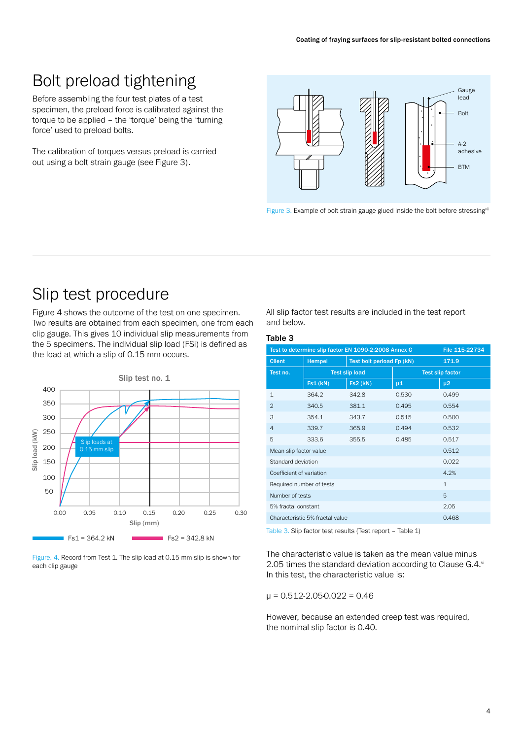# Bolt preload tightening

Before assembling the four test plates of a test specimen, the preload force is calibrated against the torque to be applied – the 'torque' being the 'turning force' used to preload bolts.

The calibration of torques versus preload is carried out using a bolt strain gauge (see Figure 3).

Figure 3. Example of bolt strain gauge glued inside the bolt before stressing[vii]

# Slip test procedure

Figure 4 shows the outcome of the test on one specimen. Two results are obtained from each specimen, one from each clip gauge. This gives 10 individual slip measurements from the 5 specimens. The individual slip load (FSi) is defined as the load at which a slip of 0.15 mm occurs.

Figure. 4. Record from Test 1. The slip load at 0.15 mm slip is shown for each clip gauge

All slip factor test results are included in the test report and below.

**Table 3**

| Test to determine slip factor EN 1090-2:2008 Annex G | | | | File 115-22734 |
|---|---|---|---|---|
| Client | Hempel | Test bolt perload Fp (kN) | | 171.9 |
| Test no. | Test slip load | | Test slip factor | |
| | Fs1 (kN) | Fs2 (kN) | μ1 | μ2 |
| 1 | 364.2 | 342.8 | 0.530 | 0.499 |
| 2 | 340.5 | 381.1 | 0.495 | 0.554 |
| 3 | 354.1 | 343.7 | 0.515 | 0.500 |
| 4 | 339.7 | 365.9 | 0.494 | 0.532 |
| 5 | 333.6 | 355.5 | 0.485 | 0.517 |
| Mean slip factor value | | | | 0.512 |
| Standard deviation | | | | 0.022 |
| Coefficient of variation | | | | 4.2% |
| Required number of tests | | | | 1 |
| Number of tests | | | | 5 |
| 5% fractal constant | | | | 2.05 |
| Characteristic 5% fractal value | | | | 0.468 |

Table 3. Slip factor test results (Test report – Table 1)

The characteristic value is taken as the mean value minus 2.05 times the standard deviation according to Clause G.4.[vi] In this test, the characteristic value is:

$\mu = 0.512 - 2.05 \cdot 0.022 = 0.46$

However, because an extended creep test was required, the nominal slip factor is 0.40.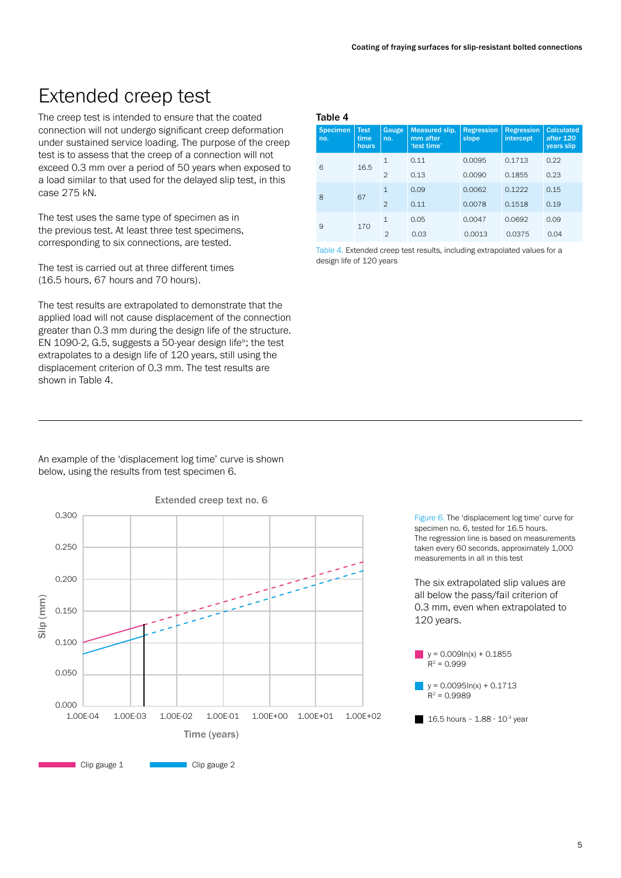# Extended creep test

The creep test is intended to ensure that the coated connection will not undergo significant creep deformation under sustained service loading. The purpose of the creep test is to assess that the creep of a connection will not exceed 0.3 mm over a period of 50 years when exposed to a load similar to that used for the delayed slip test, in this case 275 kN.

The test uses the same type of specimen as in the previous test. At least three test specimens, corresponding to six connections, are tested.

The test is carried out at three different times (16.5 hours, 67 hours and 70 hours).

The test results are extrapolated to demonstrate that the applied load will not cause displacement of the connection greater than 0.3 mm during the design life of the structure. EN 1090-2, G.5, suggests a 50-year design life[ix]; the test extrapolates to a design life of 120 years, still using the displacement criterion of 0.3 mm. The test results are shown in Table 4.

**Table 4**

| Specimen no. | Test time hours | Gauge no. | Measured slip, mm after 'test time' | Regression slope | Regression intercept | Calculated after 120 years slip |
|---|---|---|---|---|---|---|
| 6 | 16.5 | 1 | 0.11 | 0.0095 | 0.1713 | 0.22 |
| | | 2 | 0.13 | 0.0090 | 0.1855 | 0.23 |
| 8 | 67 | 1 | 0.09 | 0.0062 | 0.1222 | 0.15 |
| | | 2 | 0.11 | 0.0078 | 0.1518 | 0.19 |
| 9 | 170 | 1 | 0.05 | 0.0047 | 0.0692 | 0.09 |
| | | 2 | 0.03 | 0.0013 | 0.0375 | 0.04 |

Table 4. Extended creep test results, including extrapolated values for a design life of 120 years

An example of the 'displacement log time' curve is shown below, using the results from test specimen 6.

Extended creep text no. 6

Figure 6. The 'displacement log time' curve for specimen no. 6, tested for 16.5 hours.
The regression line is based on measurements taken every 60 seconds, approximately 1,000 measurements in all in this test

The six extrapolated slip values are all below the pass/fail criterion of 0.3 mm, even when extrapolated to 120 years.

- Clip gauge 1: $y = 0.009\ln(x) + 0.1855$, $R^2 = 0.999$
- Clip gauge 2: $y = 0.0095\ln(x) + 0.1713$, $R^2 = 0.9989$
- 16.5 hours ~ $1.88 \cdot 10^{-3}$ year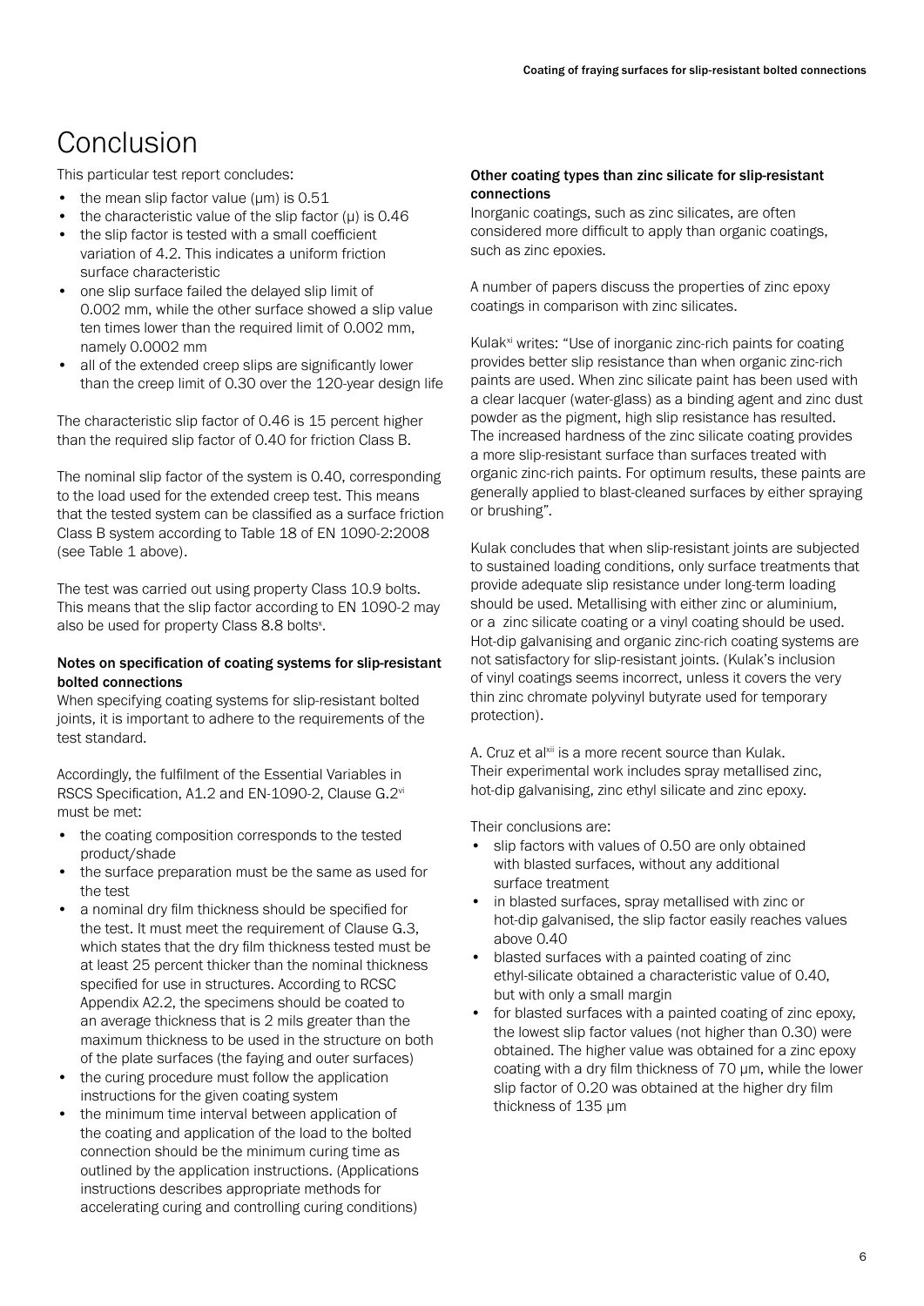# Conclusion

This particular test report concludes:

- the mean slip factor value (μm) is 0.51
- the characteristic value of the slip factor (μ) is 0.46
- the slip factor is tested with a small coefficient variation of 4.2. This indicates a uniform friction surface characteristic
- one slip surface failed the delayed slip limit of 0.002 mm, while the other surface showed a slip value ten times lower than the required limit of 0.002 mm, namely 0.0002 mm
- all of the extended creep slips are significantly lower than the creep limit of 0.30 over the 120-year design life

The characteristic slip factor of 0.46 is 15 percent higher than the required slip factor of 0.40 for friction Class B.

The nominal slip factor of the system is 0.40, corresponding to the load used for the extended creep test. This means that the tested system can be classified as a surface friction Class B system according to Table 18 of EN 1090-2:2008 (see Table 1 above).

The test was carried out using property Class 10.9 bolts. This means that the slip factor according to EN 1090-2 may also be used for property Class 8.8 bolts[x].

### Notes on specification of coating systems for slip-resistant bolted connections

When specifying coating systems for slip-resistant bolted joints, it is important to adhere to the requirements of the test standard.

Accordingly, the fulfilment of the Essential Variables in RSCS Specification, A1.2 and EN-1090-2, Clause G.2[vi] must be met:

- the coating composition corresponds to the tested product/shade
- the surface preparation must be the same as used for the test
- a nominal dry film thickness should be specified for the test. It must meet the requirement of Clause G.3, which states that the dry film thickness tested must be at least 25 percent thicker than the nominal thickness specified for use in structures. According to RCSC Appendix A2.2, the specimens should be coated to an average thickness that is 2 mils greater than the maximum thickness to be used in the structure on both of the plate surfaces (the faying and outer surfaces)
- the curing procedure must follow the application instructions for the given coating system
- the minimum time interval between application of the coating and application of the load to the bolted connection should be the minimum curing time as outlined by the application instructions. (Applications instructions describes appropriate methods for accelerating curing and controlling curing conditions)

### Other coating types than zinc silicate for slip-resistant connections

Inorganic coatings, such as zinc silicates, are often considered more difficult to apply than organic coatings, such as zinc epoxies.

A number of papers discuss the properties of zinc epoxy coatings in comparison with zinc silicates.

Kulak[xi] writes: "Use of inorganic zinc-rich paints for coating provides better slip resistance than when organic zinc-rich paints are used. When zinc silicate paint has been used with a clear lacquer (water-glass) as a binding agent and zinc dust powder as the pigment, high slip resistance has resulted. The increased hardness of the zinc silicate coating provides a more slip-resistant surface than surfaces treated with organic zinc-rich paints. For optimum results, these paints are generally applied to blast-cleaned surfaces by either spraying or brushing".

Kulak concludes that when slip-resistant joints are subjected to sustained loading conditions, only surface treatments that provide adequate slip resistance under long-term loading should be used. Metallising with either zinc or aluminium, or a zinc silicate coating or a vinyl coating should be used. Hot-dip galvanising and organic zinc-rich coating systems are not satisfactory for slip-resistant joints. (Kulak's inclusion of vinyl coatings seems incorrect, unless it covers the very thin zinc chromate polyvinyl butyrate used for temporary protection).

A. Cruz et al[xii] is a more recent source than Kulak. Their experimental work includes spray metallised zinc, hot-dip galvanising, zinc ethyl silicate and zinc epoxy.

Their conclusions are:

- slip factors with values of 0.50 are only obtained with blasted surfaces, without any additional surface treatment
- in blasted surfaces, spray metallised with zinc or hot-dip galvanised, the slip factor easily reaches values above 0.40
- blasted surfaces with a painted coating of zinc ethyl-silicate obtained a characteristic value of 0.40, but with only a small margin
- for blasted surfaces with a painted coating of zinc epoxy, the lowest slip factor values (not higher than 0.30) were obtained. The higher value was obtained for a zinc epoxy coating with a dry film thickness of 70 μm, while the lower slip factor of 0.20 was obtained at the higher dry film thickness of 135 μm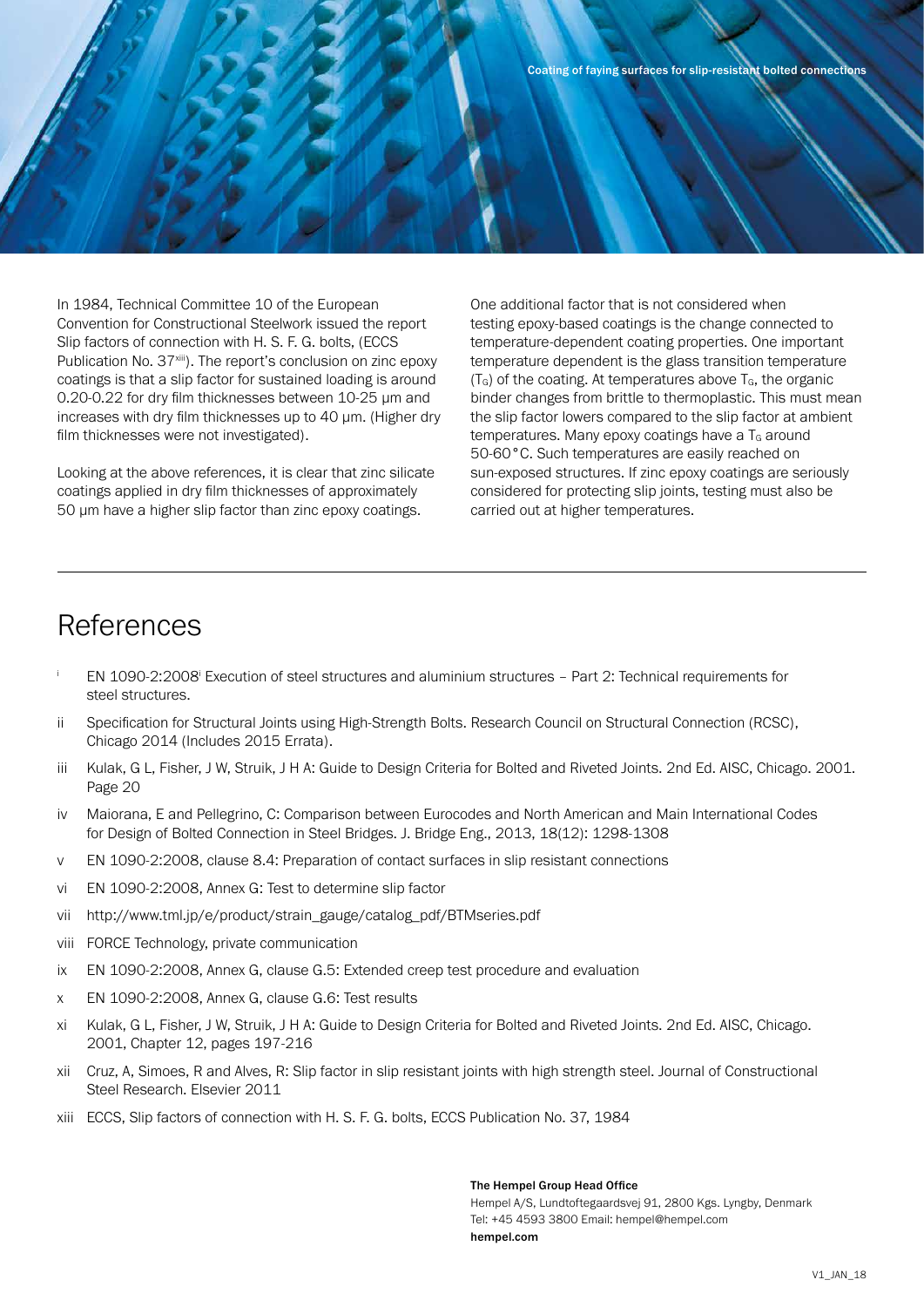In 1984, Technical Committee 10 of the European Convention for Constructional Steelwork issued the report Slip factors of connection with H. S. F. G. bolts, (ECCS Publication No. 37[xiii]). The report's conclusion on zinc epoxy coatings is that a slip factor for sustained loading is around 0.20-0.22 for dry film thicknesses between 10-25 µm and increases with dry film thicknesses up to 40 µm. (Higher dry film thicknesses were not investigated).

Looking at the above references, it is clear that zinc silicate coatings applied in dry film thicknesses of approximately 50 µm have a higher slip factor than zinc epoxy coatings.

One additional factor that is not considered when testing epoxy-based coatings is the change connected to temperature-dependent coating properties. One important temperature dependent is the glass transition temperature ($T_G$) of the coating. At temperatures above $T_G$, the organic binder changes from brittle to thermoplastic. This must mean the slip factor lowers compared to the slip factor at ambient temperatures. Many epoxy coatings have a $T_G$ around 50-60°C. Such temperatures are easily reached on sun-exposed structures. If zinc epoxy coatings are seriously considered for protecting slip joints, testing must also be carried out at higher temperatures.

---

# References

- i EN 1090-2:2008[i] Execution of steel structures and aluminium structures – Part 2: Technical requirements for steel structures.
- ii Specification for Structural Joints using High-Strength Bolts. Research Council on Structural Connection (RCSC), Chicago 2014 (Includes 2015 Errata).
- iii Kulak, G L, Fisher, J W, Struik, J H A: Guide to Design Criteria for Bolted and Riveted Joints. 2nd Ed. AISC, Chicago. 2001. Page 20
- iv Maiorana, E and Pellegrino, C: Comparison between Eurocodes and North American and Main International Codes for Design of Bolted Connection in Steel Bridges. J. Bridge Eng., 2013, 18(12): 1298-1308
- v EN 1090-2:2008, clause 8.4: Preparation of contact surfaces in slip resistant connections
- vi EN 1090-2:2008, Annex G: Test to determine slip factor
- vii http://www.tml.jp/e/product/strain_gauge/catalog_pdf/BTMseries.pdf
- viii FORCE Technology, private communication
- ix EN 1090-2:2008, Annex G, clause G.5: Extended creep test procedure and evaluation
- x EN 1090-2:2008, Annex G, clause G.6: Test results
- xi Kulak, G L, Fisher, J W, Struik, J H A: Guide to Design Criteria for Bolted and Riveted Joints. 2nd Ed. AISC, Chicago. 2001, Chapter 12, pages 197-216
- xii Cruz, A, Simoes, R and Alves, R: Slip factor in slip resistant joints with high strength steel. Journal of Constructional Steel Research. Elsevier 2011
- xiii ECCS, Slip factors of connection with H. S. F. G. bolts, ECCS Publication No. 37, 1984

**The Hempel Group Head Office**
Hempel A/S, Lundtoftegaardsvej 91, 2800 Kgs. Lyngby, Denmark
Tel: +45 4593 3800 Email: hempel@hempel.com
**hempel.com**

V1_JAN_18